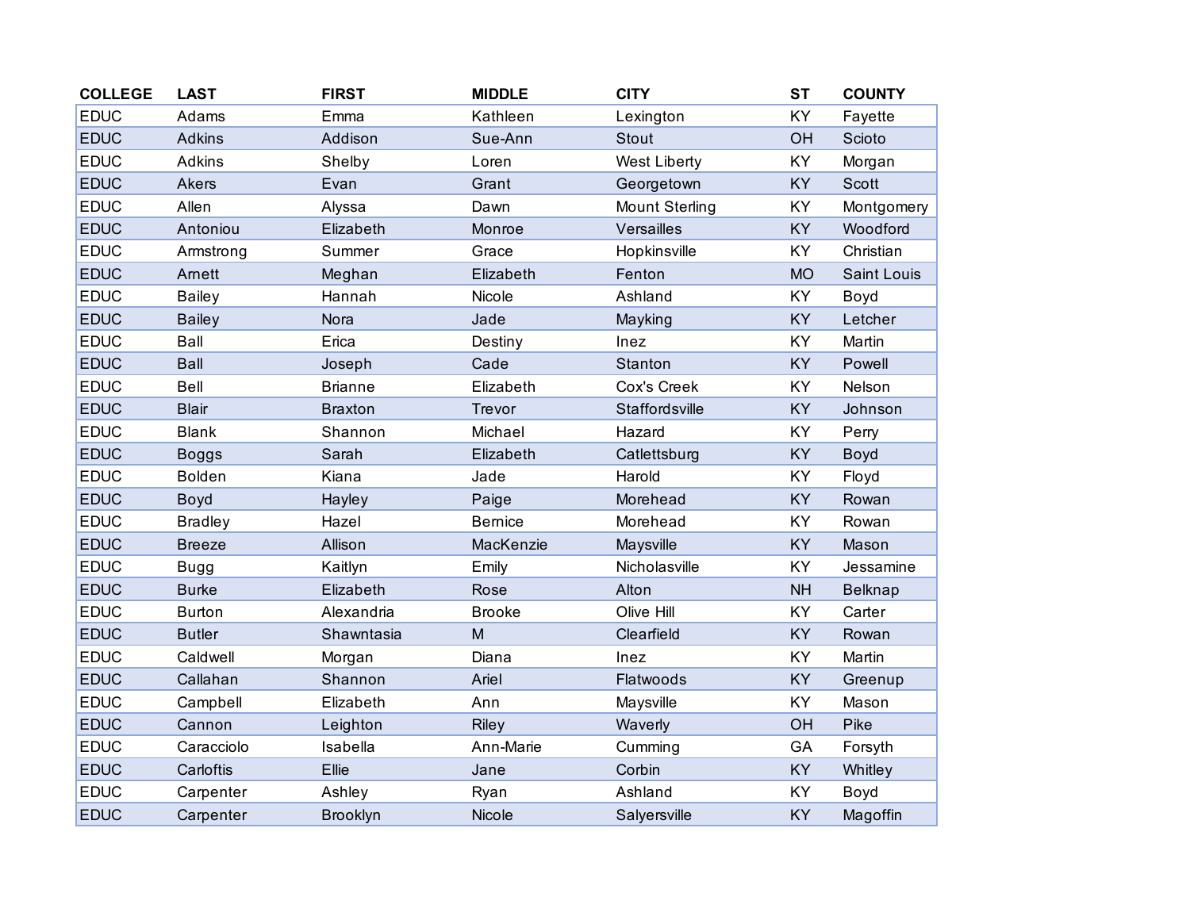| COLLEGE | LAST | FIRST | MIDDLE | CITY | ST | COUNTY |
|---|---|---|---|---|---|---|
| EDUC | Adams | Emma | Kathleen | Lexington | KY | Fayette |
| EDUC | Adkins | Addison | Sue-Ann | Stout | OH | Scioto |
| EDUC | Adkins | Shelby | Loren | West Liberty | KY | Morgan |
| EDUC | Akers | Evan | Grant | Georgetown | KY | Scott |
| EDUC | Allen | Alyssa | Dawn | Mount Sterling | KY | Montgomery |
| EDUC | Antoniou | Elizabeth | Monroe | Versailles | KY | Woodford |
| EDUC | Armstrong | Summer | Grace | Hopkinsville | KY | Christian |
| EDUC | Arnett | Meghan | Elizabeth | Fenton | MO | Saint Louis |
| EDUC | Bailey | Hannah | Nicole | Ashland | KY | Boyd |
| EDUC | Bailey | Nora | Jade | Mayking | KY | Letcher |
| EDUC | Ball | Erica | Destiny | Inez | KY | Martin |
| EDUC | Ball | Joseph | Cade | Stanton | KY | Powell |
| EDUC | Bell | Brianne | Elizabeth | Cox's Creek | KY | Nelson |
| EDUC | Blair | Braxton | Trevor | Staffordsville | KY | Johnson |
| EDUC | Blank | Shannon | Michael | Hazard | KY | Perry |
| EDUC | Boggs | Sarah | Elizabeth | Catlettsburg | KY | Boyd |
| EDUC | Bolden | Kiana | Jade | Harold | KY | Floyd |
| EDUC | Boyd | Hayley | Paige | Morehead | KY | Rowan |
| EDUC | Bradley | Hazel | Bernice | Morehead | KY | Rowan |
| EDUC | Breeze | Allison | MacKenzie | Maysville | KY | Mason |
| EDUC | Bugg | Kaitlyn | Emily | Nicholasville | KY | Jessamine |
| EDUC | Burke | Elizabeth | Rose | Alton | NH | Belknap |
| EDUC | Burton | Alexandria | Brooke | Olive Hill | KY | Carter |
| EDUC | Butler | Shawntasia | M | Clearfield | KY | Rowan |
| EDUC | Caldwell | Morgan | Diana | Inez | KY | Martin |
| EDUC | Callahan | Shannon | Ariel | Flatwoods | KY | Greenup |
| EDUC | Campbell | Elizabeth | Ann | Maysville | KY | Mason |
| EDUC | Cannon | Leighton | Riley | Waverly | OH | Pike |
| EDUC | Caracciolo | Isabella | Ann-Marie | Cumming | GA | Forsyth |
| EDUC | Carloftis | Ellie | Jane | Corbin | KY | Whitley |
| EDUC | Carpenter | Ashley | Ryan | Ashland | KY | Boyd |
| EDUC | Carpenter | Brooklyn | Nicole | Salyersville | KY | Magoffin |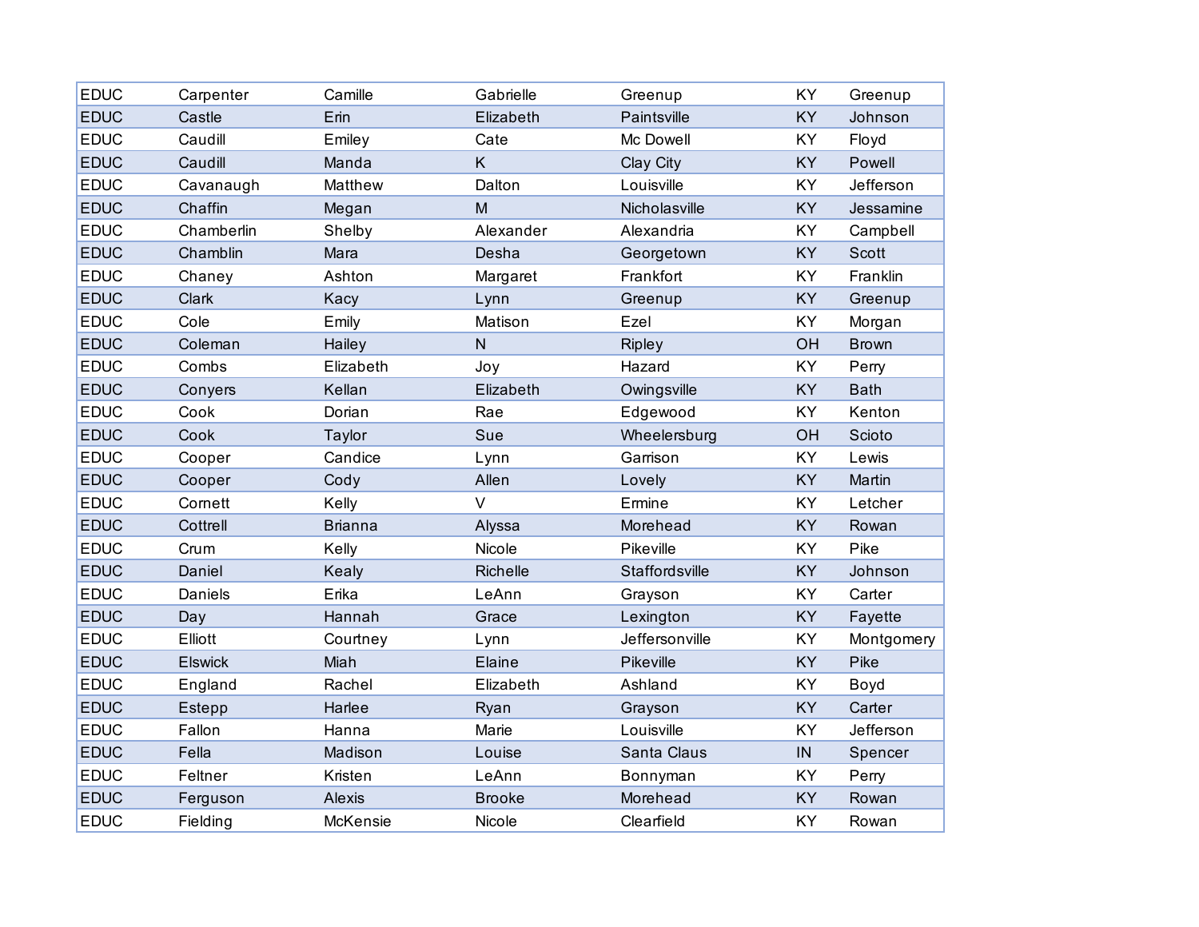| | | | | | | |
|---|---|---|---|---|---|---|
| EDUC | Carpenter | Camille | Gabrielle | Greenup | KY | Greenup |
| EDUC | Castle | Erin | Elizabeth | Paintsville | KY | Johnson |
| EDUC | Caudill | Emiley | Cate | Mc Dowell | KY | Floyd |
| EDUC | Caudill | Manda | K | Clay City | KY | Powell |
| EDUC | Cavanaugh | Matthew | Dalton | Louisville | KY | Jefferson |
| EDUC | Chaffin | Megan | M | Nicholasville | KY | Jessamine |
| EDUC | Chamberlin | Shelby | Alexander | Alexandria | KY | Campbell |
| EDUC | Chamblin | Mara | Desha | Georgetown | KY | Scott |
| EDUC | Chaney | Ashton | Margaret | Frankfort | KY | Franklin |
| EDUC | Clark | Kacy | Lynn | Greenup | KY | Greenup |
| EDUC | Cole | Emily | Matison | Ezel | KY | Morgan |
| EDUC | Coleman | Hailey | N | Ripley | OH | Brown |
| EDUC | Combs | Elizabeth | Joy | Hazard | KY | Perry |
| EDUC | Conyers | Kellan | Elizabeth | Owingsville | KY | Bath |
| EDUC | Cook | Dorian | Rae | Edgewood | KY | Kenton |
| EDUC | Cook | Taylor | Sue | Wheelersburg | OH | Scioto |
| EDUC | Cooper | Candice | Lynn | Garrison | KY | Lewis |
| EDUC | Cooper | Cody | Allen | Lovely | KY | Martin |
| EDUC | Cornett | Kelly | V | Ermine | KY | Letcher |
| EDUC | Cottrell | Brianna | Alyssa | Morehead | KY | Rowan |
| EDUC | Crum | Kelly | Nicole | Pikeville | KY | Pike |
| EDUC | Daniel | Kealy | Richelle | Staffordsville | KY | Johnson |
| EDUC | Daniels | Erika | LeAnn | Grayson | KY | Carter |
| EDUC | Day | Hannah | Grace | Lexington | KY | Fayette |
| EDUC | Elliott | Courtney | Lynn | Jeffersonville | KY | Montgomery |
| EDUC | Elswick | Miah | Elaine | Pikeville | KY | Pike |
| EDUC | England | Rachel | Elizabeth | Ashland | KY | Boyd |
| EDUC | Estepp | Harlee | Ryan | Grayson | KY | Carter |
| EDUC | Fallon | Hanna | Marie | Louisville | KY | Jefferson |
| EDUC | Fella | Madison | Louise | Santa Claus | IN | Spencer |
| EDUC | Feltner | Kristen | LeAnn | Bonnyman | KY | Perry |
| EDUC | Ferguson | Alexis | Brooke | Morehead | KY | Rowan |
| EDUC | Fielding | McKensie | Nicole | Clearfield | KY | Rowan |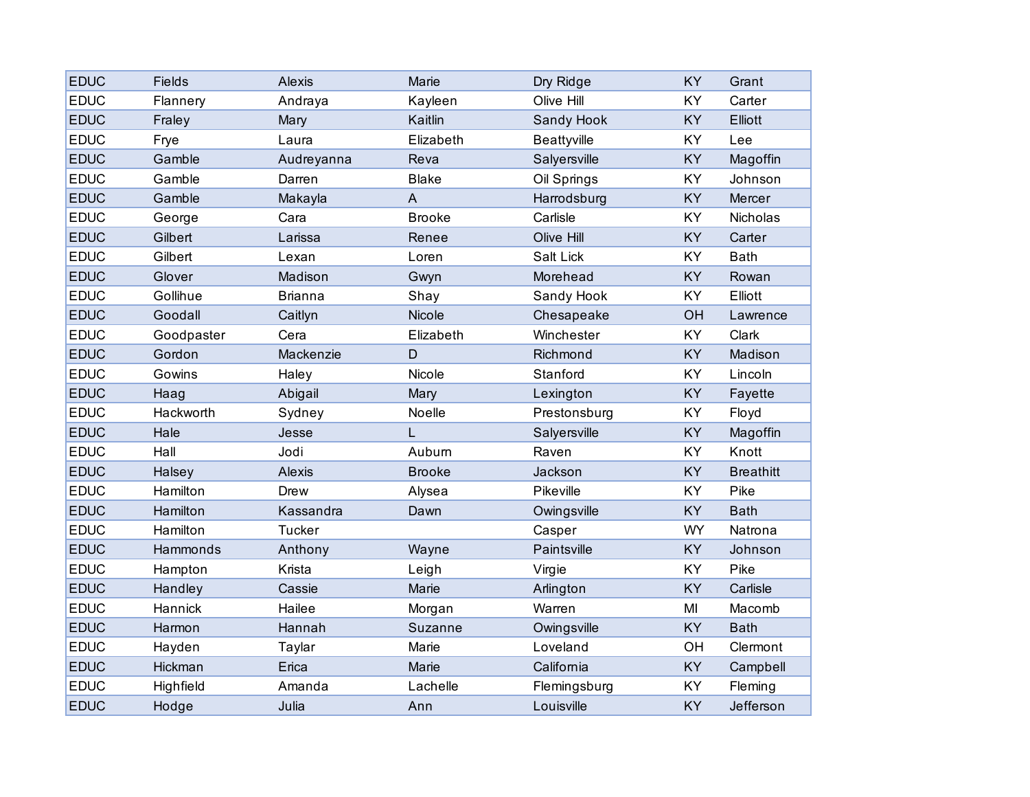| EDUC | Fields | Alexis | Marie | Dry Ridge | KY | Grant |
|---|---|---|---|---|---|---|
| EDUC | Flannery | Andraya | Kayleen | Olive Hill | KY | Carter |
| EDUC | Fraley | Mary | Kaitlin | Sandy Hook | KY | Elliott |
| EDUC | Frye | Laura | Elizabeth | Beattyville | KY | Lee |
| EDUC | Gamble | Audreyanna | Reva | Salyersville | KY | Magoffin |
| EDUC | Gamble | Darren | Blake | Oil Springs | KY | Johnson |
| EDUC | Gamble | Makayla | A | Harrodsburg | KY | Mercer |
| EDUC | George | Cara | Brooke | Carlisle | KY | Nicholas |
| EDUC | Gilbert | Larissa | Renee | Olive Hill | KY | Carter |
| EDUC | Gilbert | Lexan | Loren | Salt Lick | KY | Bath |
| EDUC | Glover | Madison | Gwyn | Morehead | KY | Rowan |
| EDUC | Gollihue | Brianna | Shay | Sandy Hook | KY | Elliott |
| EDUC | Goodall | Caitlyn | Nicole | Chesapeake | OH | Lawrence |
| EDUC | Goodpaster | Cera | Elizabeth | Winchester | KY | Clark |
| EDUC | Gordon | Mackenzie | D | Richmond | KY | Madison |
| EDUC | Gowins | Haley | Nicole | Stanford | KY | Lincoln |
| EDUC | Haag | Abigail | Mary | Lexington | KY | Fayette |
| EDUC | Hackworth | Sydney | Noelle | Prestonsburg | KY | Floyd |
| EDUC | Hale | Jesse | L | Salyersville | KY | Magoffin |
| EDUC | Hall | Jodi | Auburn | Raven | KY | Knott |
| EDUC | Halsey | Alexis | Brooke | Jackson | KY | Breathitt |
| EDUC | Hamilton | Drew | Alysea | Pikeville | KY | Pike |
| EDUC | Hamilton | Kassandra | Dawn | Owingsville | KY | Bath |
| EDUC | Hamilton | Tucker | | Casper | WY | Natrona |
| EDUC | Hammonds | Anthony | Wayne | Paintsville | KY | Johnson |
| EDUC | Hampton | Krista | Leigh | Virgie | KY | Pike |
| EDUC | Handley | Cassie | Marie | Arlington | KY | Carlisle |
| EDUC | Hannick | Hailee | Morgan | Warren | MI | Macomb |
| EDUC | Harmon | Hannah | Suzanne | Owingsville | KY | Bath |
| EDUC | Hayden | Taylar | Marie | Loveland | OH | Clermont |
| EDUC | Hickman | Erica | Marie | California | KY | Campbell |
| EDUC | Highfield | Amanda | Lachelle | Flemingsburg | KY | Fleming |
| EDUC | Hodge | Julia | Ann | Louisville | KY | Jefferson |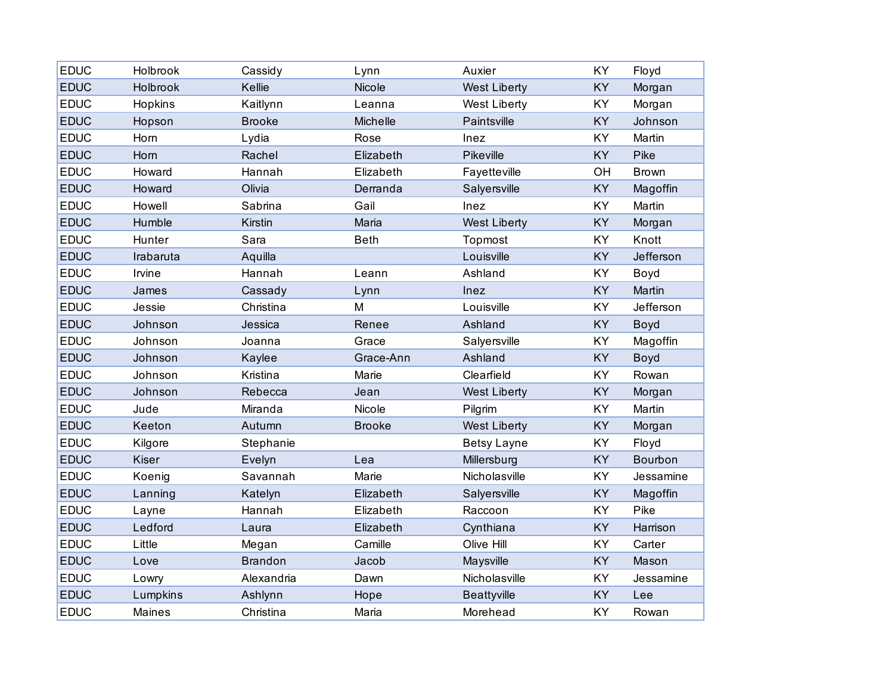| | | | | | | |
|---|---|---|---|---|---|---|
| EDUC | Holbrook | Cassidy | Lynn | Auxier | KY | Floyd |
| EDUC | Holbrook | Kellie | Nicole | West Liberty | KY | Morgan |
| EDUC | Hopkins | Kaitlynn | Leanna | West Liberty | KY | Morgan |
| EDUC | Hopson | Brooke | Michelle | Paintsville | KY | Johnson |
| EDUC | Horn | Lydia | Rose | Inez | KY | Martin |
| EDUC | Horn | Rachel | Elizabeth | Pikeville | KY | Pike |
| EDUC | Howard | Hannah | Elizabeth | Fayetteville | OH | Brown |
| EDUC | Howard | Olivia | Derranda | Salyersville | KY | Magoffin |
| EDUC | Howell | Sabrina | Gail | Inez | KY | Martin |
| EDUC | Humble | Kirstin | Maria | West Liberty | KY | Morgan |
| EDUC | Hunter | Sara | Beth | Topmost | KY | Knott |
| EDUC | Irabaruta | Aquilla | | Louisville | KY | Jefferson |
| EDUC | Irvine | Hannah | Leann | Ashland | KY | Boyd |
| EDUC | James | Cassady | Lynn | Inez | KY | Martin |
| EDUC | Jessie | Christina | M | Louisville | KY | Jefferson |
| EDUC | Johnson | Jessica | Renee | Ashland | KY | Boyd |
| EDUC | Johnson | Joanna | Grace | Salyersville | KY | Magoffin |
| EDUC | Johnson | Kaylee | Grace-Ann | Ashland | KY | Boyd |
| EDUC | Johnson | Kristina | Marie | Clearfield | KY | Rowan |
| EDUC | Johnson | Rebecca | Jean | West Liberty | KY | Morgan |
| EDUC | Jude | Miranda | Nicole | Pilgrim | KY | Martin |
| EDUC | Keeton | Autumn | Brooke | West Liberty | KY | Morgan |
| EDUC | Kilgore | Stephanie | | Betsy Layne | KY | Floyd |
| EDUC | Kiser | Evelyn | Lea | Millersburg | KY | Bourbon |
| EDUC | Koenig | Savannah | Marie | Nicholasville | KY | Jessamine |
| EDUC | Lanning | Katelyn | Elizabeth | Salyersville | KY | Magoffin |
| EDUC | Layne | Hannah | Elizabeth | Raccoon | KY | Pike |
| EDUC | Ledford | Laura | Elizabeth | Cynthiana | KY | Harrison |
| EDUC | Little | Megan | Camille | Olive Hill | KY | Carter |
| EDUC | Love | Brandon | Jacob | Maysville | KY | Mason |
| EDUC | Lowry | Alexandria | Dawn | Nicholasville | KY | Jessamine |
| EDUC | Lumpkins | Ashlynn | Hope | Beattyville | KY | Lee |
| EDUC | Maines | Christina | Maria | Morehead | KY | Rowan |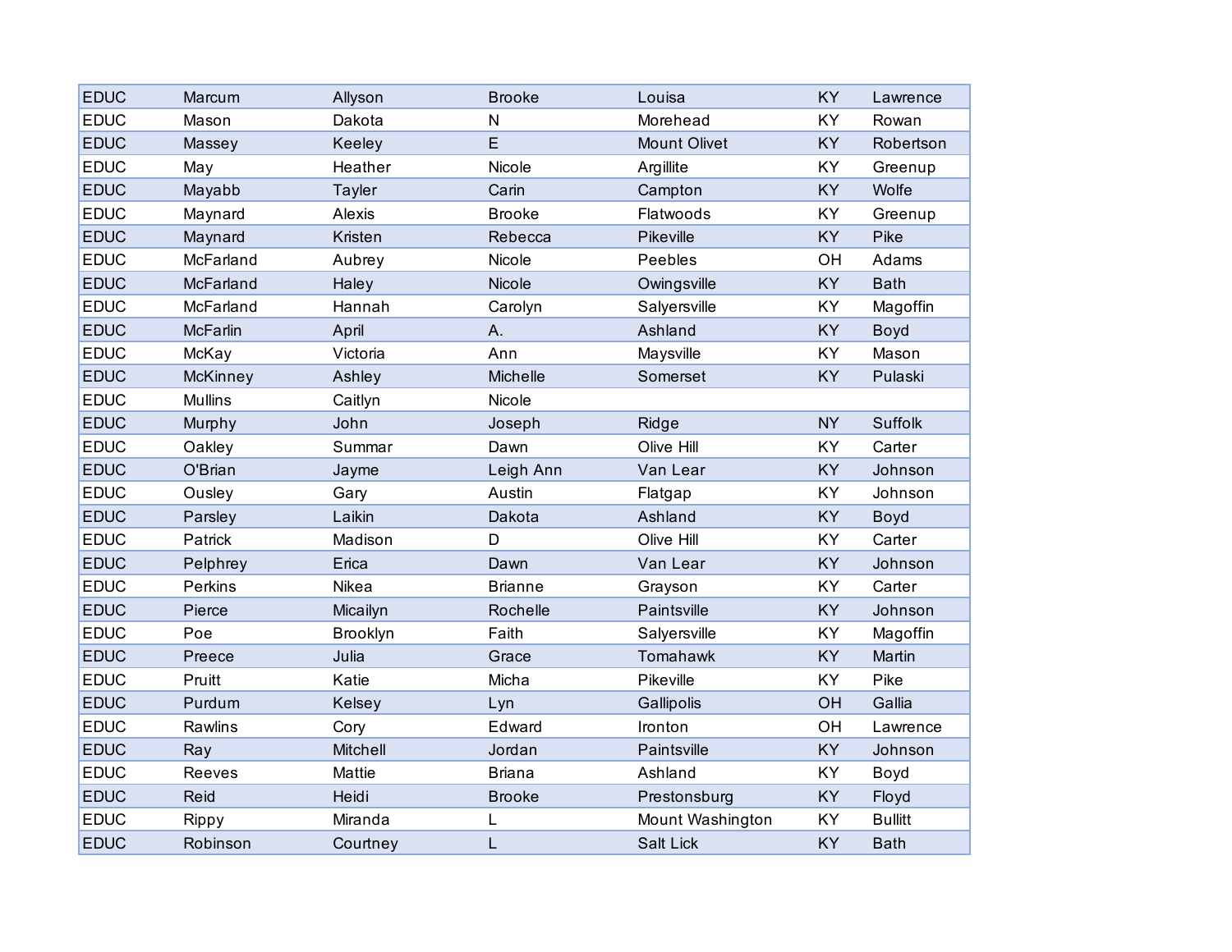| | | | | | | |
|---|---|---|---|---|---|---|
| EDUC | Marcum | Allyson | Brooke | Louisa | KY | Lawrence |
| EDUC | Mason | Dakota | N | Morehead | KY | Rowan |
| EDUC | Massey | Keeley | E | Mount Olivet | KY | Robertson |
| EDUC | May | Heather | Nicole | Argillite | KY | Greenup |
| EDUC | Mayabb | Tayler | Carin | Campton | KY | Wolfe |
| EDUC | Maynard | Alexis | Brooke | Flatwoods | KY | Greenup |
| EDUC | Maynard | Kristen | Rebecca | Pikeville | KY | Pike |
| EDUC | McFarland | Aubrey | Nicole | Peebles | OH | Adams |
| EDUC | McFarland | Haley | Nicole | Owingsville | KY | Bath |
| EDUC | McFarland | Hannah | Carolyn | Salyersville | KY | Magoffin |
| EDUC | McFarlin | April | A. | Ashland | KY | Boyd |
| EDUC | McKay | Victoria | Ann | Maysville | KY | Mason |
| EDUC | McKinney | Ashley | Michelle | Somerset | KY | Pulaski |
| EDUC | Mullins | Caitlyn | Nicole | | | |
| EDUC | Murphy | John | Joseph | Ridge | NY | Suffolk |
| EDUC | Oakley | Summar | Dawn | Olive Hill | KY | Carter |
| EDUC | O'Brian | Jayme | Leigh Ann | Van Lear | KY | Johnson |
| EDUC | Ousley | Gary | Austin | Flatgap | KY | Johnson |
| EDUC | Parsley | Laikin | Dakota | Ashland | KY | Boyd |
| EDUC | Patrick | Madison | D | Olive Hill | KY | Carter |
| EDUC | Pelphrey | Erica | Dawn | Van Lear | KY | Johnson |
| EDUC | Perkins | Nikea | Brianne | Grayson | KY | Carter |
| EDUC | Pierce | Micailyn | Rochelle | Paintsville | KY | Johnson |
| EDUC | Poe | Brooklyn | Faith | Salyersville | KY | Magoffin |
| EDUC | Preece | Julia | Grace | Tomahawk | KY | Martin |
| EDUC | Pruitt | Katie | Micha | Pikeville | KY | Pike |
| EDUC | Purdum | Kelsey | Lyn | Gallipolis | OH | Gallia |
| EDUC | Rawlins | Cory | Edward | Ironton | OH | Lawrence |
| EDUC | Ray | Mitchell | Jordan | Paintsville | KY | Johnson |
| EDUC | Reeves | Mattie | Briana | Ashland | KY | Boyd |
| EDUC | Reid | Heidi | Brooke | Prestonsburg | KY | Floyd |
| EDUC | Rippy | Miranda | L | Mount Washington | KY | Bullitt |
| EDUC | Robinson | Courtney | L | Salt Lick | KY | Bath |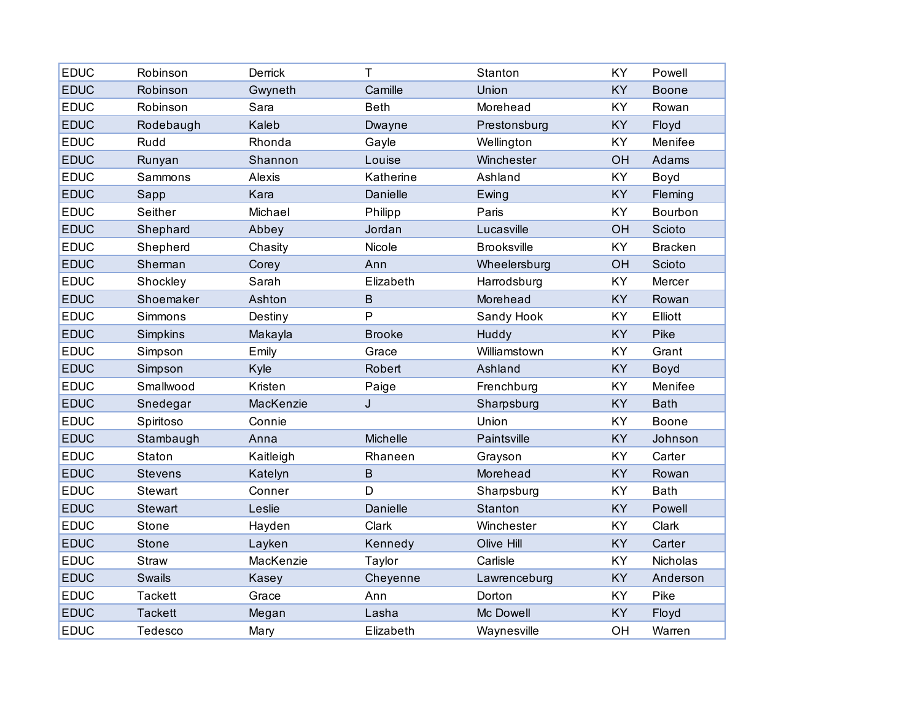| EDUC | Robinson | Derrick | T | Stanton | KY | Powell |
|---|---|---|---|---|---|---|
| EDUC | Robinson | Gwyneth | Camille | Union | KY | Boone |
| EDUC | Robinson | Sara | Beth | Morehead | KY | Rowan |
| EDUC | Rodebaugh | Kaleb | Dwayne | Prestonsburg | KY | Floyd |
| EDUC | Rudd | Rhonda | Gayle | Wellington | KY | Menifee |
| EDUC | Runyan | Shannon | Louise | Winchester | OH | Adams |
| EDUC | Sammons | Alexis | Katherine | Ashland | KY | Boyd |
| EDUC | Sapp | Kara | Danielle | Ewing | KY | Fleming |
| EDUC | Seither | Michael | Philipp | Paris | KY | Bourbon |
| EDUC | Shephard | Abbey | Jordan | Lucasville | OH | Scioto |
| EDUC | Shepherd | Chasity | Nicole | Brooksville | KY | Bracken |
| EDUC | Sherman | Corey | Ann | Wheelersburg | OH | Scioto |
| EDUC | Shockley | Sarah | Elizabeth | Harrodsburg | KY | Mercer |
| EDUC | Shoemaker | Ashton | B | Morehead | KY | Rowan |
| EDUC | Simmons | Destiny | P | Sandy Hook | KY | Elliott |
| EDUC | Simpkins | Makayla | Brooke | Huddy | KY | Pike |
| EDUC | Simpson | Emily | Grace | Williamstown | KY | Grant |
| EDUC | Simpson | Kyle | Robert | Ashland | KY | Boyd |
| EDUC | Smallwood | Kristen | Paige | Frenchburg | KY | Menifee |
| EDUC | Snedegar | MacKenzie | J | Sharpsburg | KY | Bath |
| EDUC | Spiritoso | Connie | | Union | KY | Boone |
| EDUC | Stambaugh | Anna | Michelle | Paintsville | KY | Johnson |
| EDUC | Staton | Kaitleigh | Rhaneen | Grayson | KY | Carter |
| EDUC | Stevens | Katelyn | B | Morehead | KY | Rowan |
| EDUC | Stewart | Conner | D | Sharpsburg | KY | Bath |
| EDUC | Stewart | Leslie | Danielle | Stanton | KY | Powell |
| EDUC | Stone | Hayden | Clark | Winchester | KY | Clark |
| EDUC | Stone | Layken | Kennedy | Olive Hill | KY | Carter |
| EDUC | Straw | MacKenzie | Taylor | Carlisle | KY | Nicholas |
| EDUC | Swails | Kasey | Cheyenne | Lawrenceburg | KY | Anderson |
| EDUC | Tackett | Grace | Ann | Dorton | KY | Pike |
| EDUC | Tackett | Megan | Lasha | Mc Dowell | KY | Floyd |
| EDUC | Tedesco | Mary | Elizabeth | Waynesville | OH | Warren |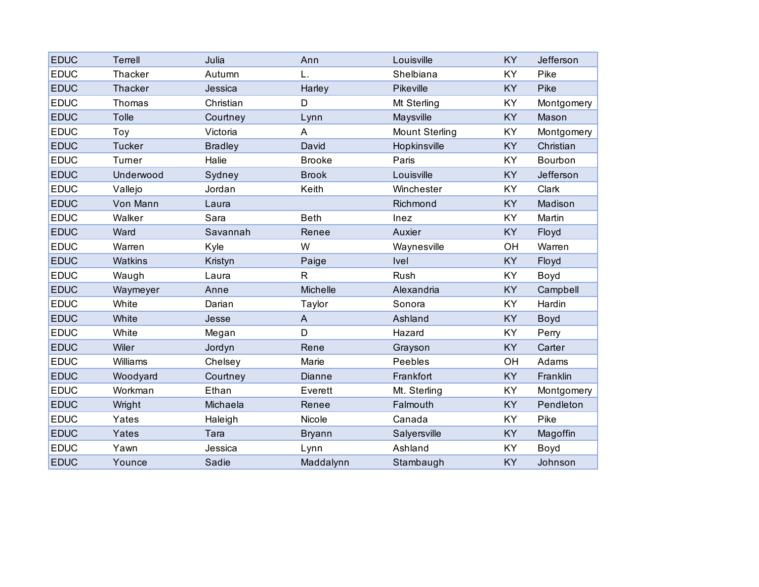| | | | | | | |
|---|---|---|---|---|---|---|
| EDUC | Terrell | Julia | Ann | Louisville | KY | Jefferson |
| EDUC | Thacker | Autumn | L. | Shelbiana | KY | Pike |
| EDUC | Thacker | Jessica | Harley | Pikeville | KY | Pike |
| EDUC | Thomas | Christian | D | Mt Sterling | KY | Montgomery |
| EDUC | Tolle | Courtney | Lynn | Maysville | KY | Mason |
| EDUC | Toy | Victoria | A | Mount Sterling | KY | Montgomery |
| EDUC | Tucker | Bradley | David | Hopkinsville | KY | Christian |
| EDUC | Turner | Halie | Brooke | Paris | KY | Bourbon |
| EDUC | Underwood | Sydney | Brook | Louisville | KY | Jefferson |
| EDUC | Vallejo | Jordan | Keith | Winchester | KY | Clark |
| EDUC | Von Mann | Laura | | Richmond | KY | Madison |
| EDUC | Walker | Sara | Beth | Inez | KY | Martin |
| EDUC | Ward | Savannah | Renee | Auxier | KY | Floyd |
| EDUC | Warren | Kyle | W | Waynesville | OH | Warren |
| EDUC | Watkins | Kristyn | Paige | Ivel | KY | Floyd |
| EDUC | Waugh | Laura | R | Rush | KY | Boyd |
| EDUC | Waymeyer | Anne | Michelle | Alexandria | KY | Campbell |
| EDUC | White | Darian | Taylor | Sonora | KY | Hardin |
| EDUC | White | Jesse | A | Ashland | KY | Boyd |
| EDUC | White | Megan | D | Hazard | KY | Perry |
| EDUC | Wiler | Jordyn | Rene | Grayson | KY | Carter |
| EDUC | Williams | Chelsey | Marie | Peebles | OH | Adams |
| EDUC | Woodyard | Courtney | Dianne | Frankfort | KY | Franklin |
| EDUC | Workman | Ethan | Everett | Mt. Sterling | KY | Montgomery |
| EDUC | Wright | Michaela | Renee | Falmouth | KY | Pendleton |
| EDUC | Yates | Haleigh | Nicole | Canada | KY | Pike |
| EDUC | Yates | Tara | Bryann | Salyersville | KY | Magoffin |
| EDUC | Yawn | Jessica | Lynn | Ashland | KY | Boyd |
| EDUC | Younce | Sadie | Maddalynn | Stambaugh | KY | Johnson |